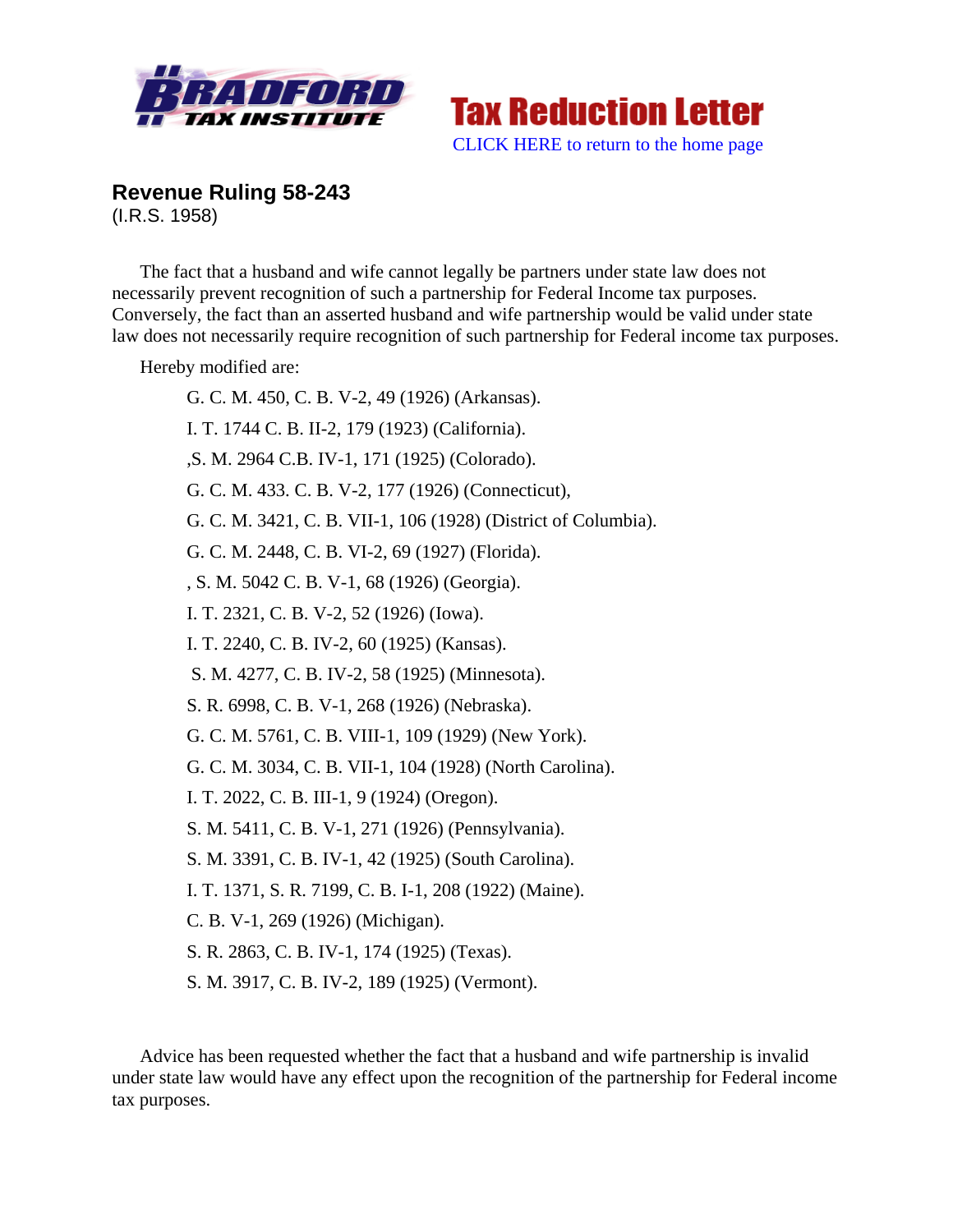Bradford Tax Institute

Tax Reduction Letter

CLICK HERE to return to the home page

## Revenue Ruling 58-243

(I.R.S. 1958)

The fact that a husband and wife cannot legally be partners under state law does not necessarily prevent recognition of such a partnership for Federal Income tax purposes. Conversely, the fact than an asserted husband and wife partnership would be valid under state law does not necessarily require recognition of such partnership for Federal income tax purposes.

Hereby modified are:

G. C. M. 450, C. B. V-2, 49 (1926) (Arkansas).

I. T. 1744 C. B. II-2, 179 (1923) (California).

,S. M. 2964 C.B. IV-1, 171 (1925) (Colorado).

G. C. M. 433. C. B. V-2, 177 (1926) (Connecticut),

G. C. M. 3421, C. B. VII-1, 106 (1928) (District of Columbia).

G. C. M. 2448, C. B. VI-2, 69 (1927) (Florida).

, S. M. 5042 C. B. V-1, 68 (1926) (Georgia).

I. T. 2321, C. B. V-2, 52 (1926) (Iowa).

I. T. 2240, C. B. IV-2, 60 (1925) (Kansas).

S. M. 4277, C. B. IV-2, 58 (1925) (Minnesota).

S. R. 6998, C. B. V-1, 268 (1926) (Nebraska).

G. C. M. 5761, C. B. VIII-1, 109 (1929) (New York).

G. C. M. 3034, C. B. VII-1, 104 (1928) (North Carolina).

I. T. 2022, C. B. III-1, 9 (1924) (Oregon).

S. M. 5411, C. B. V-1, 271 (1926) (Pennsylvania).

S. M. 3391, C. B. IV-1, 42 (1925) (South Carolina).

I. T. 1371, S. R. 7199, C. B. I-1, 208 (1922) (Maine).

C. B. V-1, 269 (1926) (Michigan).

S. R. 2863, C. B. IV-1, 174 (1925) (Texas).

S. M. 3917, C. B. IV-2, 189 (1925) (Vermont).

Advice has been requested whether the fact that a husband and wife partnership is invalid under state law would have any effect upon the recognition of the partnership for Federal income tax purposes.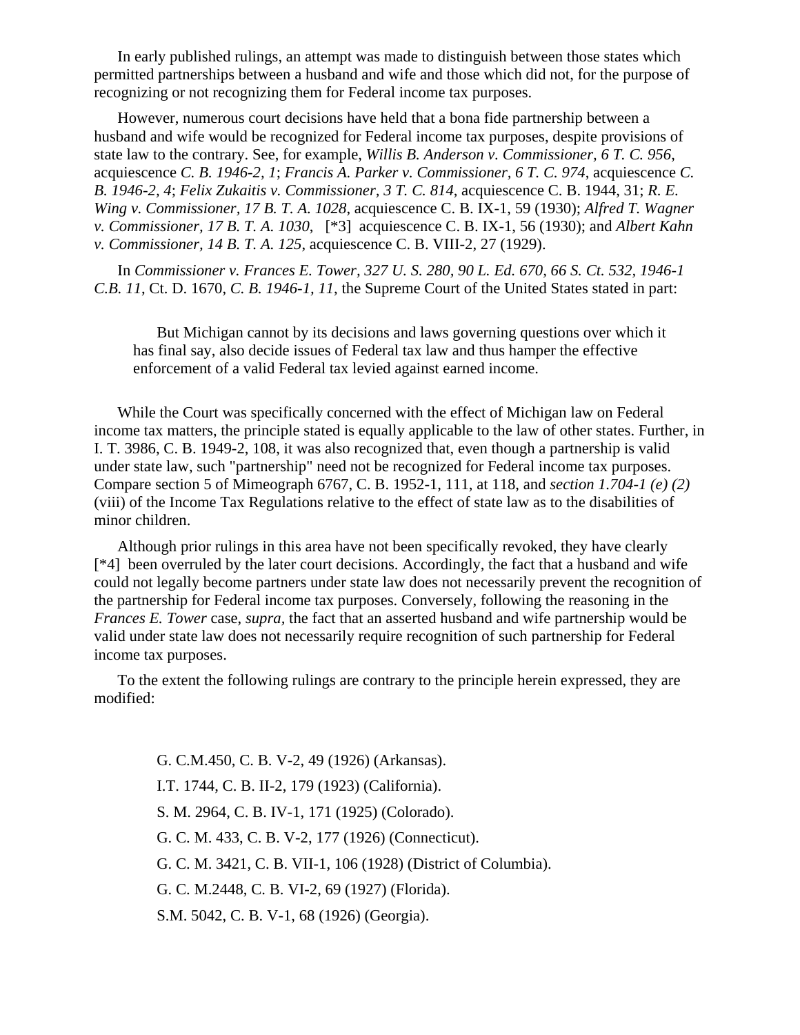In early published rulings, an attempt was made to distinguish between those states which permitted partnerships between a husband and wife and those which did not, for the purpose of recognizing or not recognizing them for Federal income tax purposes.

However, numerous court decisions have held that a bona fide partnership between a husband and wife would be recognized for Federal income tax purposes, despite provisions of state law to the contrary. See, for example, *Willis B. Anderson v. Commissioner, 6 T. C. 956*, acquiescence *C. B. 1946-2, 1*; *Francis A. Parker v. Commissioner, 6 T. C. 974*, acquiescence *C. B. 1946-2, 4*; *Felix Zukaitis v. Commissioner, 3 T. C. 814*, acquiescence C. B. 1944, 31; *R. E. Wing v. Commissioner, 17 B. T. A. 1028*, acquiescence C. B. IX-1, 59 (1930); *Alfred T. Wagner v. Commissioner, 17 B. T. A. 1030*, [*3] acquiescence C. B. IX-1, 56 (1930); and *Albert Kahn v. Commissioner, 14 B. T. A. 125*, acquiescence C. B. VIII-2, 27 (1929).

In *Commissioner v. Frances E. Tower, 327 U. S. 280, 90 L. Ed. 670, 66 S. Ct. 532, 1946-1 C.B. 11*, Ct. D. 1670, *C. B. 1946-1, 11*, the Supreme Court of the United States stated in part:

> But Michigan cannot by its decisions and laws governing questions over which it has final say, also decide issues of Federal tax law and thus hamper the effective enforcement of a valid Federal tax levied against earned income.

While the Court was specifically concerned with the effect of Michigan law on Federal income tax matters, the principle stated is equally applicable to the law of other states. Further, in I. T. 3986, C. B. 1949-2, 108, it was also recognized that, even though a partnership is valid under state law, such "partnership" need not be recognized for Federal income tax purposes. Compare section 5 of Mimeograph 6767, C. B. 1952-1, 111, at 118, and *section 1.704-1 (e) (2)* (viii) of the Income Tax Regulations relative to the effect of state law as to the disabilities of minor children.

Although prior rulings in this area have not been specifically revoked, they have clearly [*4] been overruled by the later court decisions. Accordingly, the fact that a husband and wife could not legally become partners under state law does not necessarily prevent the recognition of the partnership for Federal income tax purposes. Conversely, following the reasoning in the *Frances E. Tower* case, *supra*, the fact that an asserted husband and wife partnership would be valid under state law does not necessarily require recognition of such partnership for Federal income tax purposes.

To the extent the following rulings are contrary to the principle herein expressed, they are modified:

G. C.M.450, C. B. V-2, 49 (1926) (Arkansas).

I.T. 1744, C. B. II-2, 179 (1923) (California).

S. M. 2964, C. B. IV-1, 171 (1925) (Colorado).

G. C. M. 433, C. B. V-2, 177 (1926) (Connecticut).

G. C. M. 3421, C. B. VII-1, 106 (1928) (District of Columbia).

G. C. M.2448, C. B. VI-2, 69 (1927) (Florida).

S.M. 5042, C. B. V-1, 68 (1926) (Georgia).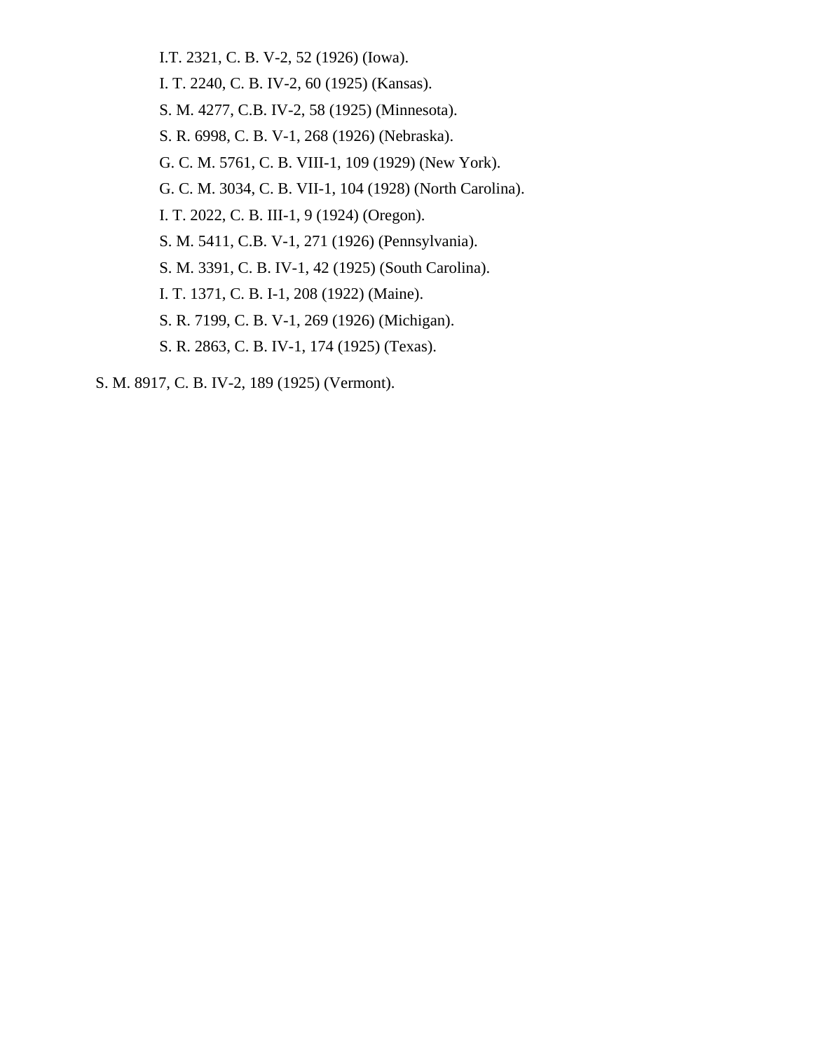I.T. 2321, C. B. V-2, 52 (1926) (Iowa).

I. T. 2240, C. B. IV-2, 60 (1925) (Kansas).

S. M. 4277, C.B. IV-2, 58 (1925) (Minnesota).

S. R. 6998, C. B. V-1, 268 (1926) (Nebraska).

G. C. M. 5761, C. B. VIII-1, 109 (1929) (New York).

G. C. M. 3034, C. B. VII-1, 104 (1928) (North Carolina).

I. T. 2022, C. B. III-1, 9 (1924) (Oregon).

S. M. 5411, C.B. V-1, 271 (1926) (Pennsylvania).

S. M. 3391, C. B. IV-1, 42 (1925) (South Carolina).

I. T. 1371, C. B. I-1, 208 (1922) (Maine).

S. R. 7199, C. B. V-1, 269 (1926) (Michigan).

S. R. 2863, C. B. IV-1, 174 (1925) (Texas).

S. M. 8917, C. B. IV-2, 189 (1925) (Vermont).